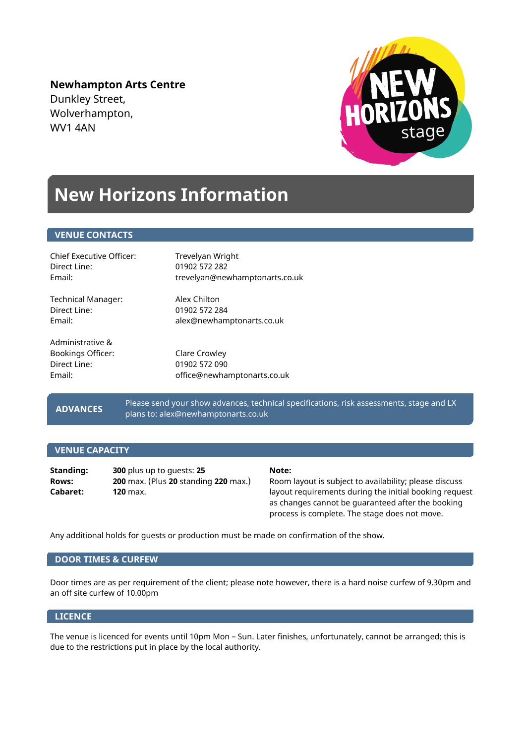**Newhampton Arts Centre**
Dunkley Street,
Wolverhampton,
WV1 4AN

# New Horizons Information

## VENUE CONTACTS

| | |
|---|---|
| Chief Executive Officer: | Trevelyan Wright |
| Direct Line: | 01902 572 282 |
| Email: | trevelyan@newhamptonarts.co.uk |
| Technical Manager: | Alex Chilton |
| Direct Line: | 01902 572 284 |
| Email: | alex@newhamptonarts.co.uk |
| Administrative & Bookings Officer: | Clare Crowley |
| Direct Line: | 01902 572 090 |
| Email: | office@newhamptonarts.co.uk |

## ADVANCES

Please send your show advances, technical specifications, risk assessments, stage and LX plans to: alex@newhamptonarts.co.uk

## VENUE CAPACITY

| | |
|---|---|
| **Standing:** | **300** plus up to guests: **25** |
| **Rows:** | **200** max. (Plus **20** standing **220** max.) |
| **Cabaret:** | **120** max. |

**Note:**
Room layout is subject to availability; please discuss layout requirements during the initial booking request as changes cannot be guaranteed after the booking process is complete. The stage does not move.

Any additional holds for guests or production must be made on confirmation of the show.

## DOOR TIMES & CURFEW

Door times are as per requirement of the client; please note however, there is a hard noise curfew of 9.30pm and an off site curfew of 10.00pm

## LICENCE

The venue is licenced for events until 10pm Mon – Sun. Later finishes, unfortunately, cannot be arranged; this is due to the restrictions put in place by the local authority.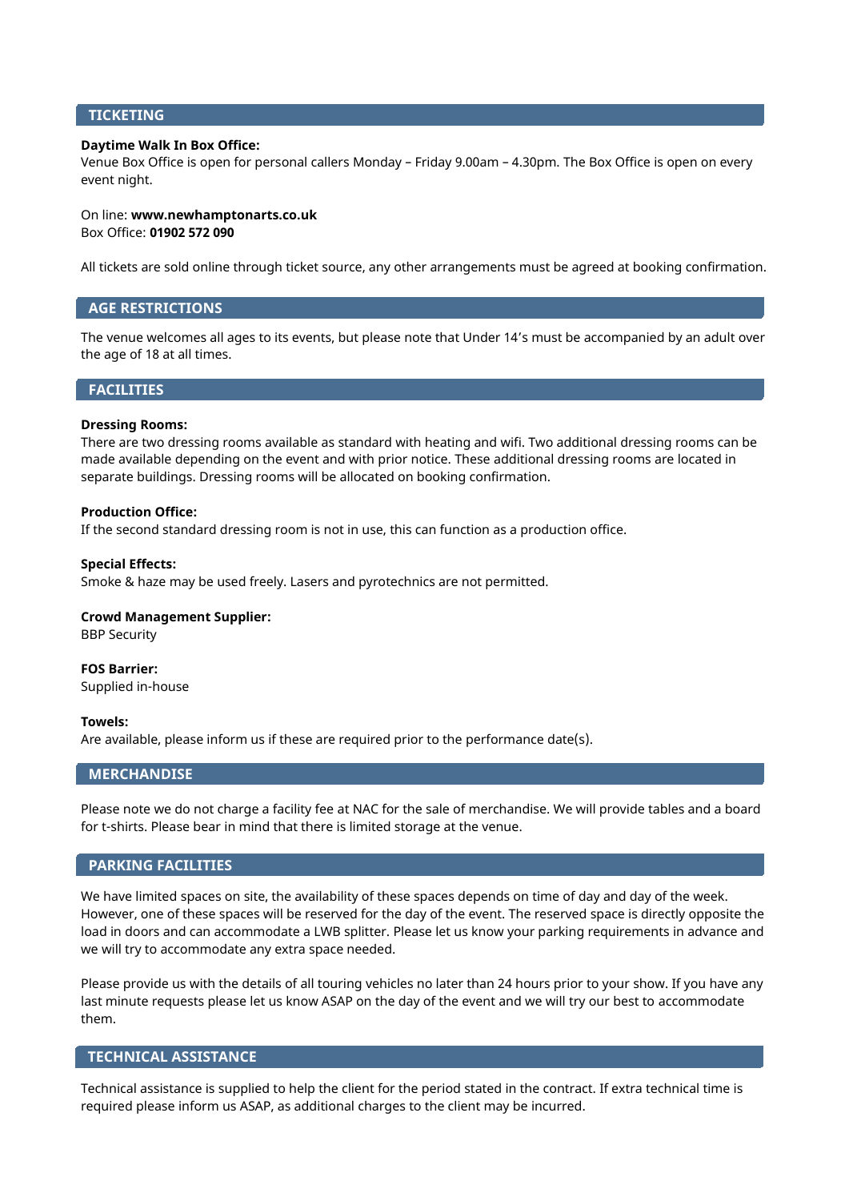## TICKETING

**Daytime Walk In Box Office:**
Venue Box Office is open for personal callers Monday – Friday 9.00am – 4.30pm. The Box Office is open on every event night.

On line: **www.newhamptonarts.co.uk**
Box Office: **01902 572 090**

All tickets are sold online through ticket source, any other arrangements must be agreed at booking confirmation.

## AGE RESTRICTIONS

The venue welcomes all ages to its events, but please note that Under 14's must be accompanied by an adult over the age of 18 at all times.

## FACILITIES

**Dressing Rooms:**
There are two dressing rooms available as standard with heating and wifi. Two additional dressing rooms can be made available depending on the event and with prior notice. These additional dressing rooms are located in separate buildings. Dressing rooms will be allocated on booking confirmation.

**Production Office:**
If the second standard dressing room is not in use, this can function as a production office.

**Special Effects:**
Smoke & haze may be used freely. Lasers and pyrotechnics are not permitted.

**Crowd Management Supplier:**
BBP Security

**FOS Barrier:**
Supplied in-house

**Towels:**
Are available, please inform us if these are required prior to the performance date(s).

## MERCHANDISE

Please note we do not charge a facility fee at NAC for the sale of merchandise. We will provide tables and a board for t-shirts. Please bear in mind that there is limited storage at the venue.

## PARKING FACILITIES

We have limited spaces on site, the availability of these spaces depends on time of day and day of the week. However, one of these spaces will be reserved for the day of the event. The reserved space is directly opposite the load in doors and can accommodate a LWB splitter. Please let us know your parking requirements in advance and we will try to accommodate any extra space needed.

Please provide us with the details of all touring vehicles no later than 24 hours prior to your show. If you have any last minute requests please let us know ASAP on the day of the event and we will try our best to accommodate them.

## TECHNICAL ASSISTANCE

Technical assistance is supplied to help the client for the period stated in the contract. If extra technical time is required please inform us ASAP, as additional charges to the client may be incurred.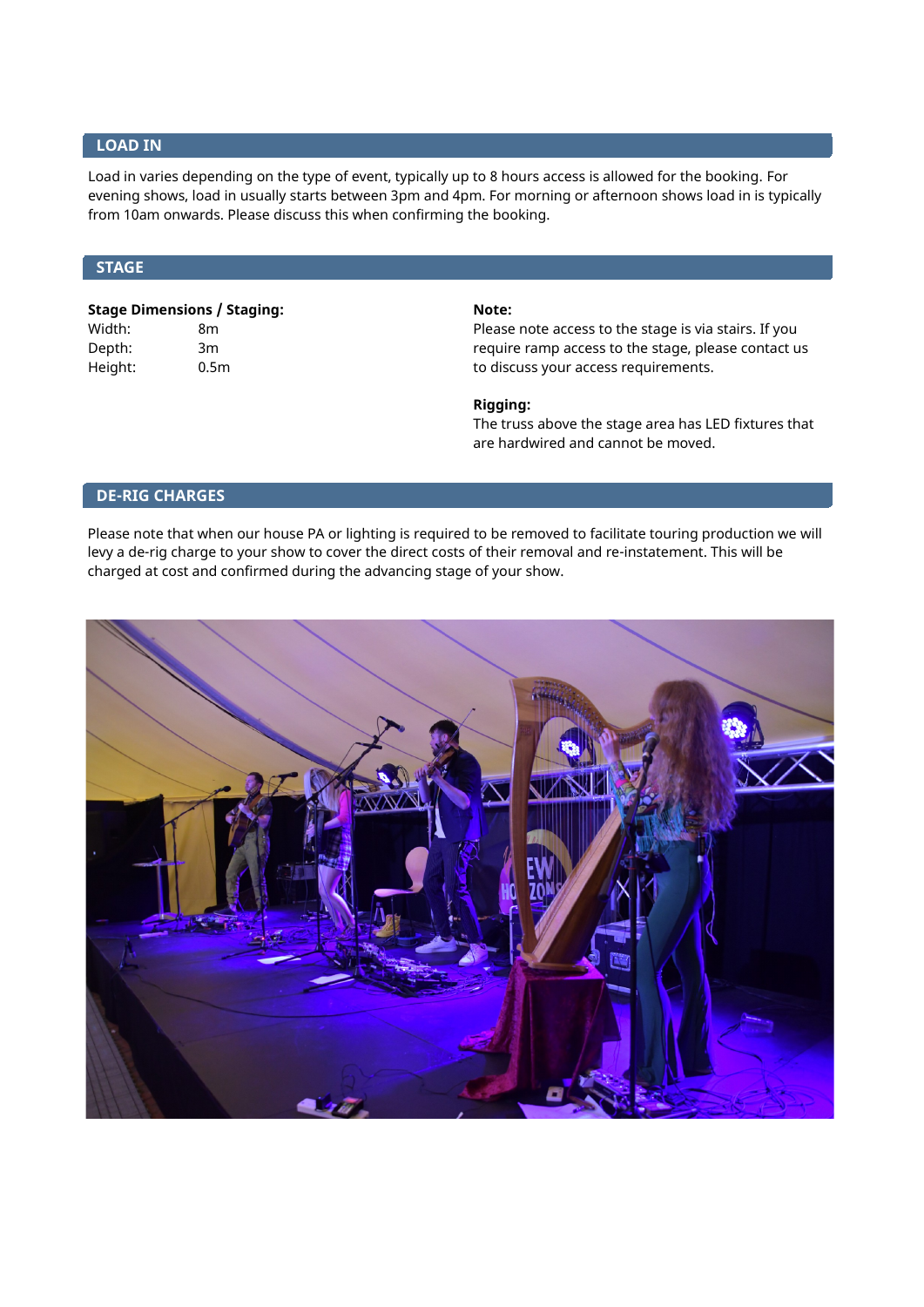## LOAD IN

Load in varies depending on the type of event, typically up to 8 hours access is allowed for the booking. For evening shows, load in usually starts between 3pm and 4pm. For morning or afternoon shows load in is typically from 10am onwards. Please discuss this when confirming the booking.

## STAGE

**Stage Dimensions / Staging:**

| | |
|---|---|
| Width: | 8m |
| Depth: | 3m |
| Height: | 0.5m |

**Note:**
Please note access to the stage is via stairs. If you require ramp access to the stage, please contact us to discuss your access requirements.

**Rigging:**
The truss above the stage area has LED fixtures that are hardwired and cannot be moved.

## DE-RIG CHARGES

Please note that when our house PA or lighting is required to be removed to facilitate touring production we will levy a de-rig charge to your show to cover the direct costs of their removal and re-instatement. This will be charged at cost and confirmed during the advancing stage of your show.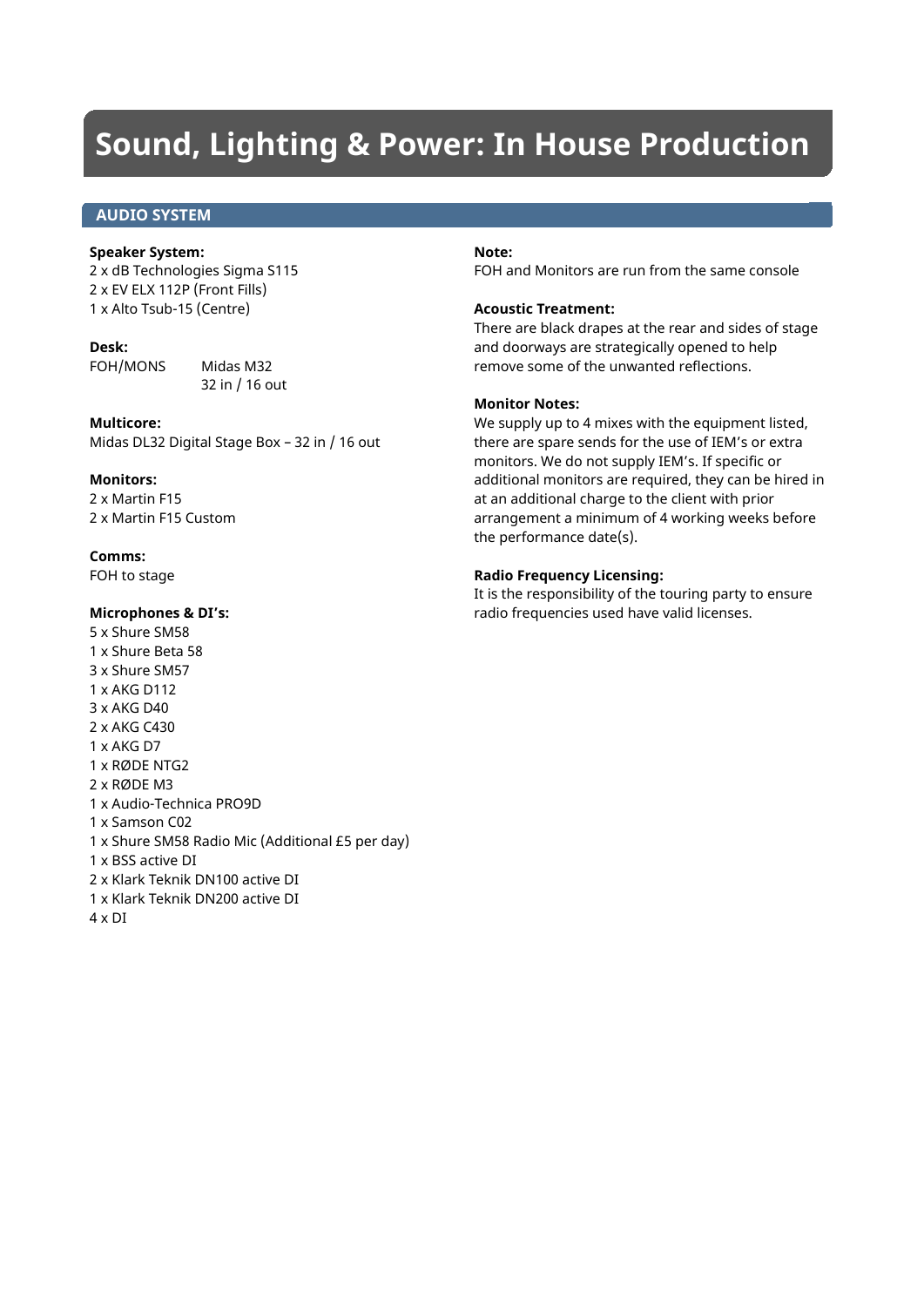# Sound, Lighting & Power: In House Production

## AUDIO SYSTEM

**Speaker System:**
2 x dB Technologies Sigma S115
2 x EV ELX 112P (Front Fills)
1 x Alto Tsub-15 (Centre)

**Desk:**
FOH/MONS Midas M32
32 in / 16 out

**Multicore:**
Midas DL32 Digital Stage Box – 32 in / 16 out

**Monitors:**
2 x Martin F15
2 x Martin F15 Custom

**Comms:**
FOH to stage

**Microphones & DI's:**
5 x Shure SM58
1 x Shure Beta 58
3 x Shure SM57
1 x AKG D112
3 x AKG D40
2 x AKG C430
1 x AKG D7
1 x RØDE NTG2
2 x RØDE M3
1 x Audio-Technica PRO9D
1 x Samson C02
1 x Shure SM58 Radio Mic (Additional £5 per day)
1 x BSS active DI
2 x Klark Teknik DN100 active DI
1 x Klark Teknik DN200 active DI
4 x DI

**Note:**
FOH and Monitors are run from the same console

**Acoustic Treatment:**
There are black drapes at the rear and sides of stage and doorways are strategically opened to help remove some of the unwanted reflections.

**Monitor Notes:**
We supply up to 4 mixes with the equipment listed, there are spare sends for the use of IEM's or extra monitors. We do not supply IEM's. If specific or additional monitors are required, they can be hired in at an additional charge to the client with prior arrangement a minimum of 4 working weeks before the performance date(s).

**Radio Frequency Licensing:**
It is the responsibility of the touring party to ensure radio frequencies used have valid licenses.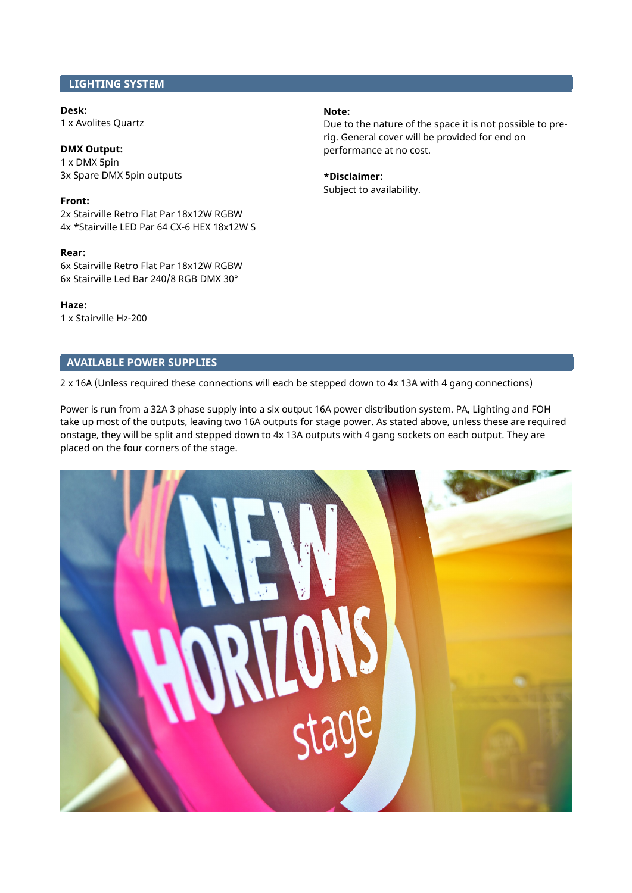## LIGHTING SYSTEM

**Desk:**
1 x Avolites Quartz

**DMX Output:**
1 x DMX 5pin
3x Spare DMX 5pin outputs

**Front:**
2x Stairville Retro Flat Par 18x12W RGBW
4x *Stairville LED Par 64 CX-6 HEX 18x12W S

**Rear:**
6x Stairville Retro Flat Par 18x12W RGBW
6x Stairville Led Bar 240/8 RGB DMX 30°

**Haze:**
1 x Stairville Hz-200

**Note:**
Due to the nature of the space it is not possible to pre-rig. General cover will be provided for end on performance at no cost.

***Disclaimer:**
Subject to availability.

## AVAILABLE POWER SUPPLIES

2 x 16A (Unless required these connections will each be stepped down to 4x 13A with 4 gang connections)

Power is run from a 32A 3 phase supply into a six output 16A power distribution system. PA, Lighting and FOH take up most of the outputs, leaving two 16A outputs for stage power. As stated above, unless these are required onstage, they will be split and stepped down to 4x 13A outputs with 4 gang sockets on each output. They are placed on the four corners of the stage.